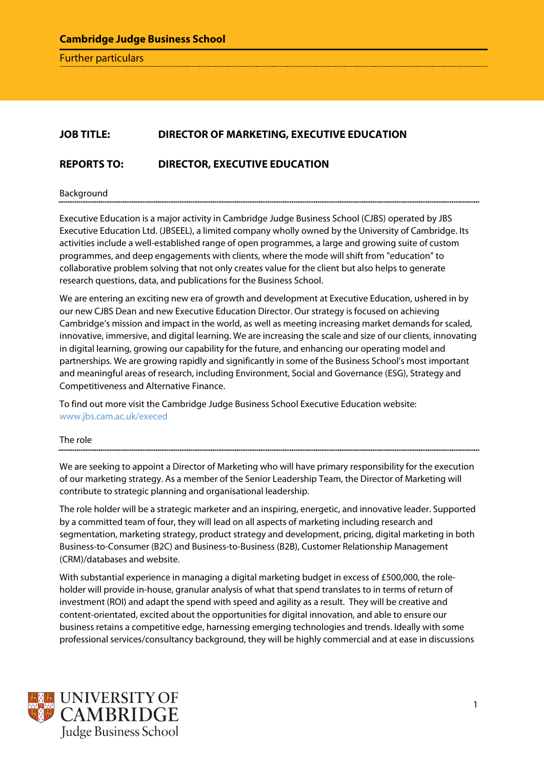**Cambridge Judge Business School**

Further particulars

**JOB TITLE:** **DIRECTOR OF MARKETING, EXECUTIVE EDUCATION**

**REPORTS TO:** **DIRECTOR, EXECUTIVE EDUCATION**

## Background

Executive Education is a major activity in Cambridge Judge Business School (CJBS) operated by JBS Executive Education Ltd. (JBSEEL), a limited company wholly owned by the University of Cambridge. Its activities include a well-established range of open programmes, a large and growing suite of custom programmes, and deep engagements with clients, where the mode will shift from "education" to collaborative problem solving that not only creates value for the client but also helps to generate research questions, data, and publications for the Business School.

We are entering an exciting new era of growth and development at Executive Education, ushered in by our new CJBS Dean and new Executive Education Director. Our strategy is focused on achieving Cambridge's mission and impact in the world, as well as meeting increasing market demands for scaled, innovative, immersive, and digital learning. We are increasing the scale and size of our clients, innovating in digital learning, growing our capability for the future, and enhancing our operating model and partnerships. We are growing rapidly and significantly in some of the Business School's most important and meaningful areas of research, including Environment, Social and Governance (ESG), Strategy and Competitiveness and Alternative Finance.

To find out more visit the Cambridge Judge Business School Executive Education website: www.jbs.cam.ac.uk/execed

## The role

We are seeking to appoint a Director of Marketing who will have primary responsibility for the execution of our marketing strategy. As a member of the Senior Leadership Team, the Director of Marketing will contribute to strategic planning and organisational leadership.

The role holder will be a strategic marketer and an inspiring, energetic, and innovative leader. Supported by a committed team of four, they will lead on all aspects of marketing including research and segmentation, marketing strategy, product strategy and development, pricing, digital marketing in both Business-to-Consumer (B2C) and Business-to-Business (B2B), Customer Relationship Management (CRM)/databases and website.

With substantial experience in managing a digital marketing budget in excess of £500,000, the role-holder will provide in-house, granular analysis of what that spend translates to in terms of return of investment (ROI) and adapt the spend with speed and agility as a result. They will be creative and content-orientated, excited about the opportunities for digital innovation, and able to ensure our business retains a competitive edge, harnessing emerging technologies and trends. Ideally with some professional services/consultancy background, they will be highly commercial and at ease in discussions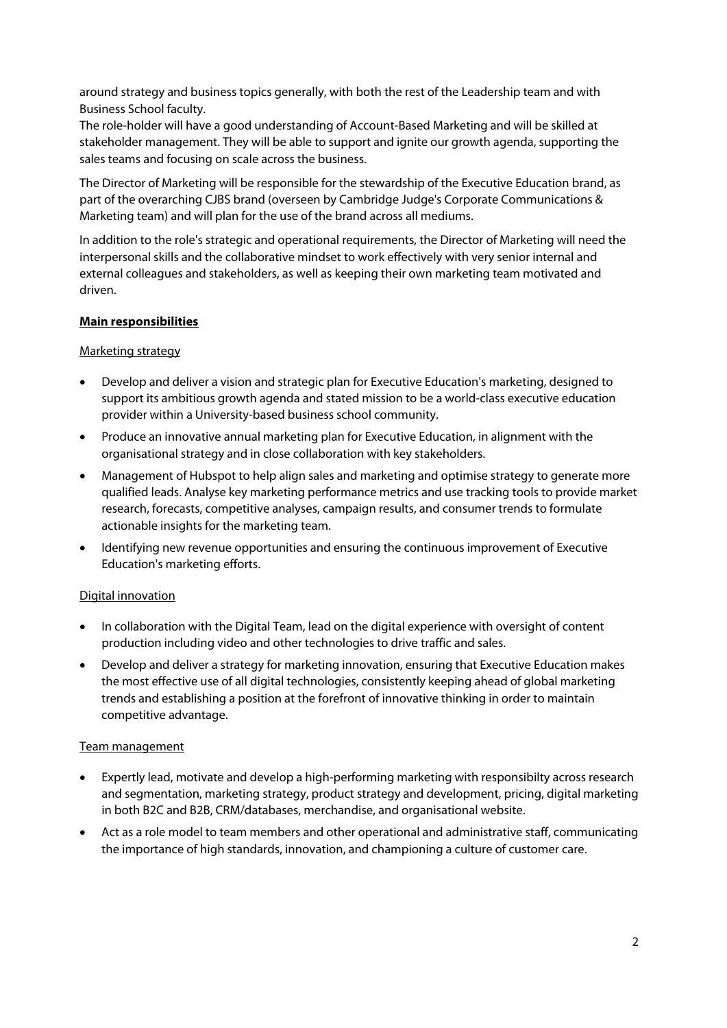around strategy and business topics generally, with both the rest of the Leadership team and with Business School faculty.
The role-holder will have a good understanding of Account-Based Marketing and will be skilled at stakeholder management. They will be able to support and ignite our growth agenda, supporting the sales teams and focusing on scale across the business.

The Director of Marketing will be responsible for the stewardship of the Executive Education brand, as part of the overarching CJBS brand (overseen by Cambridge Judge's Corporate Communications & Marketing team) and will plan for the use of the brand across all mediums.

In addition to the role's strategic and operational requirements, the Director of Marketing will need the interpersonal skills and the collaborative mindset to work effectively with very senior internal and external colleagues and stakeholders, as well as keeping their own marketing team motivated and driven.

**Main responsibilities**

Marketing strategy

- Develop and deliver a vision and strategic plan for Executive Education's marketing, designed to support its ambitious growth agenda and stated mission to be a world-class executive education provider within a University-based business school community.
- Produce an innovative annual marketing plan for Executive Education, in alignment with the organisational strategy and in close collaboration with key stakeholders.
- Management of Hubspot to help align sales and marketing and optimise strategy to generate more qualified leads. Analyse key marketing performance metrics and use tracking tools to provide market research, forecasts, competitive analyses, campaign results, and consumer trends to formulate actionable insights for the marketing team.
- Identifying new revenue opportunities and ensuring the continuous improvement of Executive Education's marketing efforts.

Digital innovation

- In collaboration with the Digital Team, lead on the digital experience with oversight of content production including video and other technologies to drive traffic and sales.
- Develop and deliver a strategy for marketing innovation, ensuring that Executive Education makes the most effective use of all digital technologies, consistently keeping ahead of global marketing trends and establishing a position at the forefront of innovative thinking in order to maintain competitive advantage.

Team management

- Expertly lead, motivate and develop a high-performing marketing with responsibilty across research and segmentation, marketing strategy, product strategy and development, pricing, digital marketing in both B2C and B2B, CRM/databases, merchandise, and organisational website.
- Act as a role model to team members and other operational and administrative staff, communicating the importance of high standards, innovation, and championing a culture of customer care.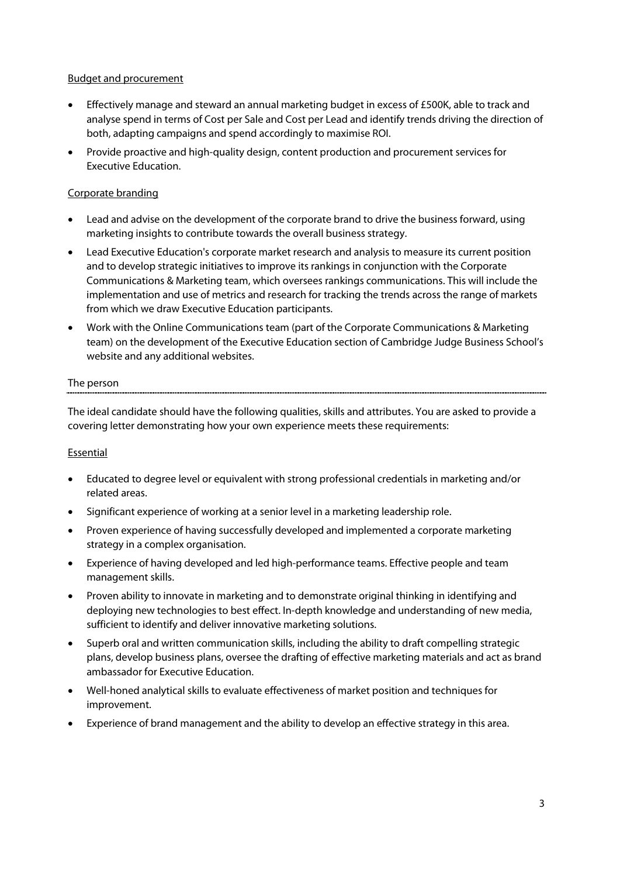Budget and procurement

- Effectively manage and steward an annual marketing budget in excess of £500K, able to track and analyse spend in terms of Cost per Sale and Cost per Lead and identify trends driving the direction of both, adapting campaigns and spend accordingly to maximise ROI.
- Provide proactive and high-quality design, content production and procurement services for Executive Education.

Corporate branding

- Lead and advise on the development of the corporate brand to drive the business forward, using marketing insights to contribute towards the overall business strategy.
- Lead Executive Education's corporate market research and analysis to measure its current position and to develop strategic initiatives to improve its rankings in conjunction with the Corporate Communications & Marketing team, which oversees rankings communications. This will include the implementation and use of metrics and research for tracking the trends across the range of markets from which we draw Executive Education participants.
- Work with the Online Communications team (part of the Corporate Communications & Marketing team) on the development of the Executive Education section of Cambridge Judge Business School's website and any additional websites.

## The person

The ideal candidate should have the following qualities, skills and attributes. You are asked to provide a covering letter demonstrating how your own experience meets these requirements:

Essential

- Educated to degree level or equivalent with strong professional credentials in marketing and/or related areas.
- Significant experience of working at a senior level in a marketing leadership role.
- Proven experience of having successfully developed and implemented a corporate marketing strategy in a complex organisation.
- Experience of having developed and led high-performance teams. Effective people and team management skills.
- Proven ability to innovate in marketing and to demonstrate original thinking in identifying and deploying new technologies to best effect. In-depth knowledge and understanding of new media, sufficient to identify and deliver innovative marketing solutions.
- Superb oral and written communication skills, including the ability to draft compelling strategic plans, develop business plans, oversee the drafting of effective marketing materials and act as brand ambassador for Executive Education.
- Well-honed analytical skills to evaluate effectiveness of market position and techniques for improvement.
- Experience of brand management and the ability to develop an effective strategy in this area.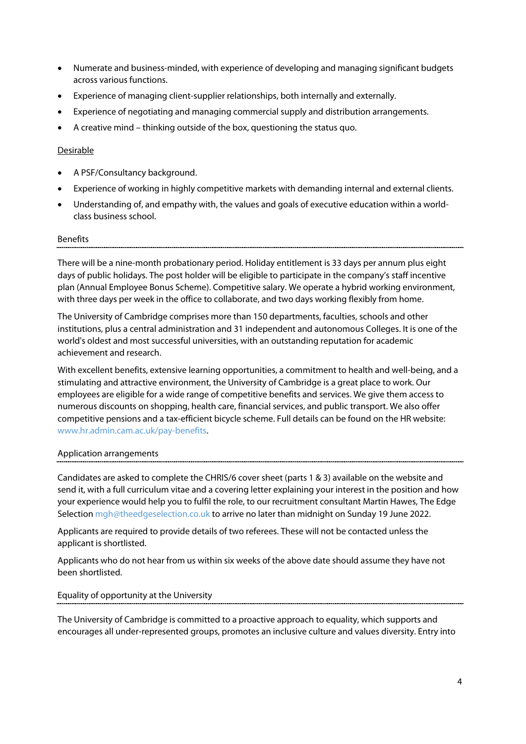- Numerate and business-minded, with experience of developing and managing significant budgets across various functions.
- Experience of managing client-supplier relationships, both internally and externally.
- Experience of negotiating and managing commercial supply and distribution arrangements.
- A creative mind – thinking outside of the box, questioning the status quo.

Desirable

- A PSF/Consultancy background.
- Experience of working in highly competitive markets with demanding internal and external clients.
- Understanding of, and empathy with, the values and goals of executive education within a world-class business school.

## Benefits

There will be a nine-month probationary period. Holiday entitlement is 33 days per annum plus eight days of public holidays. The post holder will be eligible to participate in the company's staff incentive plan (Annual Employee Bonus Scheme). Competitive salary. We operate a hybrid working environment, with three days per week in the office to collaborate, and two days working flexibly from home.

The University of Cambridge comprises more than 150 departments, faculties, schools and other institutions, plus a central administration and 31 independent and autonomous Colleges. It is one of the world's oldest and most successful universities, with an outstanding reputation for academic achievement and research.

With excellent benefits, extensive learning opportunities, a commitment to health and well-being, and a stimulating and attractive environment, the University of Cambridge is a great place to work. Our employees are eligible for a wide range of competitive benefits and services. We give them access to numerous discounts on shopping, health care, financial services, and public transport. We also offer competitive pensions and a tax-efficient bicycle scheme. Full details can be found on the HR website: www.hr.admin.cam.ac.uk/pay-benefits.

## Application arrangements

Candidates are asked to complete the CHRIS/6 cover sheet (parts 1 & 3) available on the website and send it, with a full curriculum vitae and a covering letter explaining your interest in the position and how your experience would help you to fulfil the role, to our recruitment consultant Martin Hawes, The Edge Selection mgh@theedgeselection.co.uk to arrive no later than midnight on Sunday 19 June 2022.

Applicants are required to provide details of two referees. These will not be contacted unless the applicant is shortlisted.

Applicants who do not hear from us within six weeks of the above date should assume they have not been shortlisted.

## Equality of opportunity at the University

The University of Cambridge is committed to a proactive approach to equality, which supports and encourages all under-represented groups, promotes an inclusive culture and values diversity. Entry into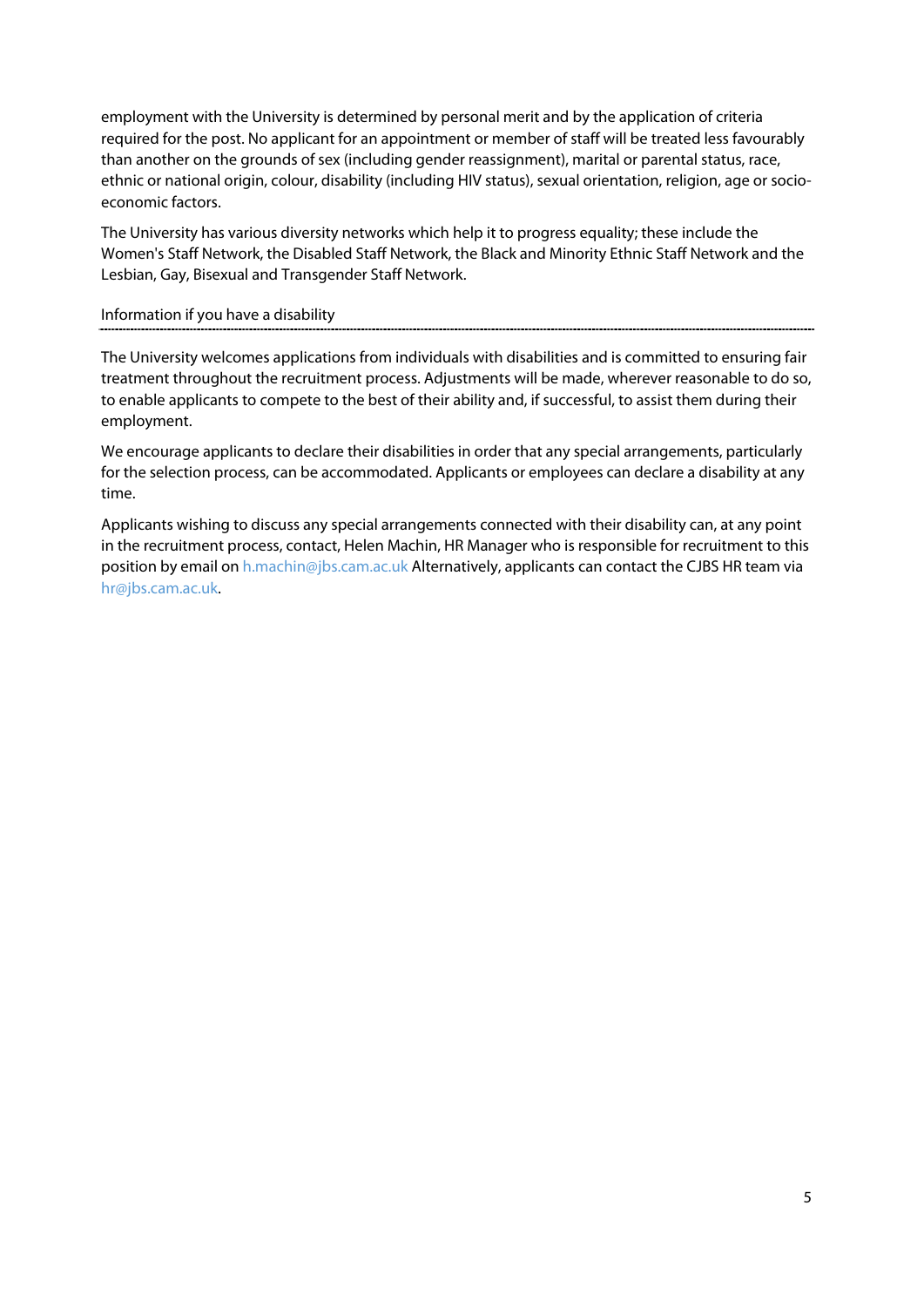employment with the University is determined by personal merit and by the application of criteria required for the post. No applicant for an appointment or member of staff will be treated less favourably than another on the grounds of sex (including gender reassignment), marital or parental status, race, ethnic or national origin, colour, disability (including HIV status), sexual orientation, religion, age or socio-economic factors.

The University has various diversity networks which help it to progress equality; these include the Women's Staff Network, the Disabled Staff Network, the Black and Minority Ethnic Staff Network and the Lesbian, Gay, Bisexual and Transgender Staff Network.

## Information if you have a disability

The University welcomes applications from individuals with disabilities and is committed to ensuring fair treatment throughout the recruitment process. Adjustments will be made, wherever reasonable to do so, to enable applicants to compete to the best of their ability and, if successful, to assist them during their employment.

We encourage applicants to declare their disabilities in order that any special arrangements, particularly for the selection process, can be accommodated. Applicants or employees can declare a disability at any time.

Applicants wishing to discuss any special arrangements connected with their disability can, at any point in the recruitment process, contact, Helen Machin, HR Manager who is responsible for recruitment to this position by email on h.machin@jbs.cam.ac.uk Alternatively, applicants can contact the CJBS HR team via hr@jbs.cam.ac.uk.